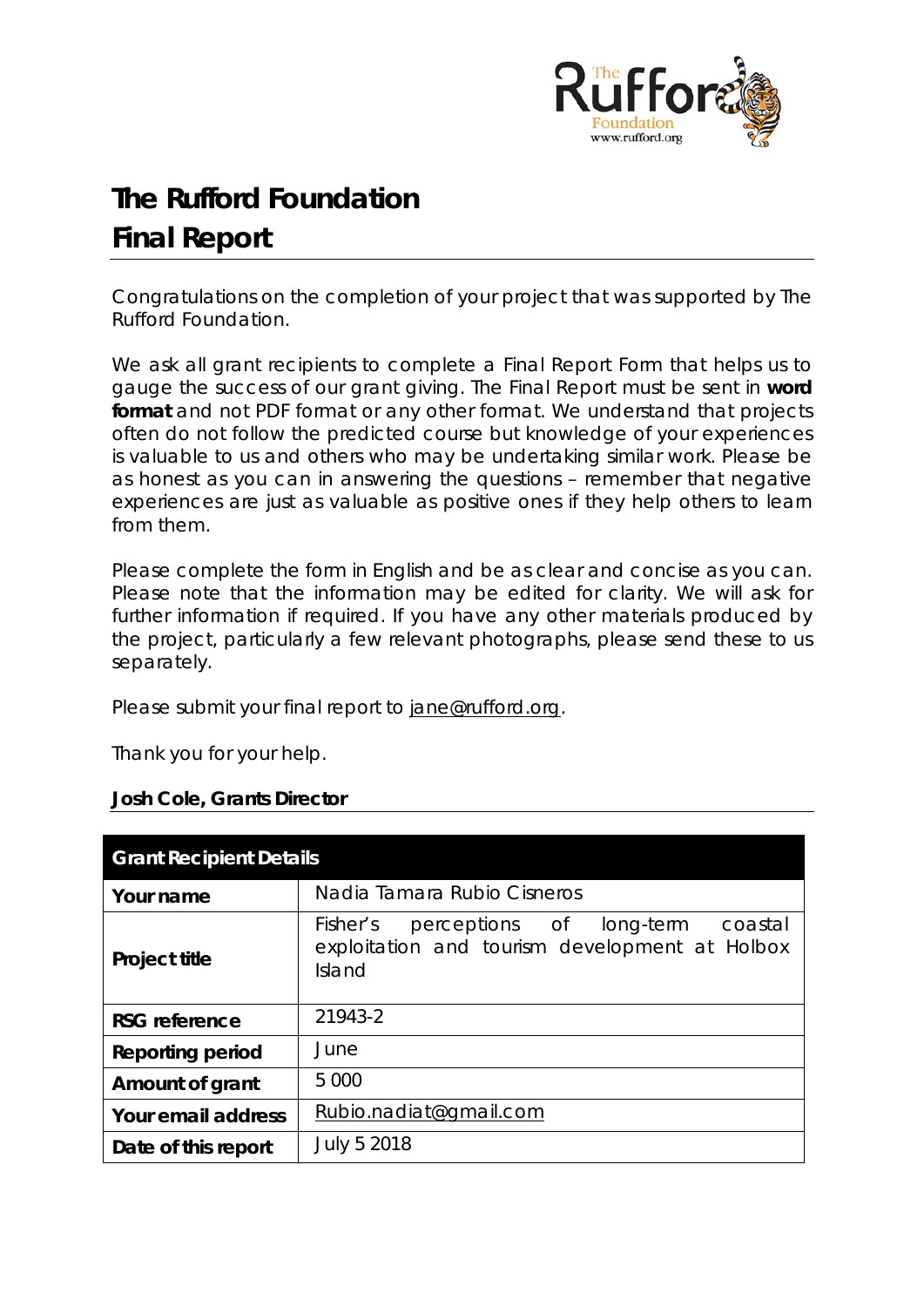# The Rufford Foundation
# Final Report

Congratulations on the completion of your project that was supported by The Rufford Foundation.

We ask all grant recipients to complete a Final Report Form that helps us to gauge the success of our grant giving. The Final Report must be sent in **word format** and not PDF format or any other format. We understand that projects often do not follow the predicted course but knowledge of your experiences is valuable to us and others who may be undertaking similar work. Please be as honest as you can in answering the questions – remember that negative experiences are just as valuable as positive ones if they help others to learn from them.

Please complete the form in English and be as clear and concise as you can. Please note that the information may be edited for clarity. We will ask for further information if required. If you have any other materials produced by the project, particularly a few relevant photographs, please send these to us separately.

Please submit your final report to jane@rufford.org.

Thank you for your help.

**Josh Cole, Grants Director**

| **Grant Recipient Details** | |
|---|---|
| **Your name** | Nadia Tamara Rubio Cisneros |
| **Project title** | Fisher's perceptions of long-term coastal exploitation and tourism development at Holbox Island |
| **RSG reference** | 21943-2 |
| **Reporting period** | June |
| **Amount of grant** | 5 000 |
| **Your email address** | Rubio.nadiat@gmail.com |
| **Date of this report** | July 5 2018 |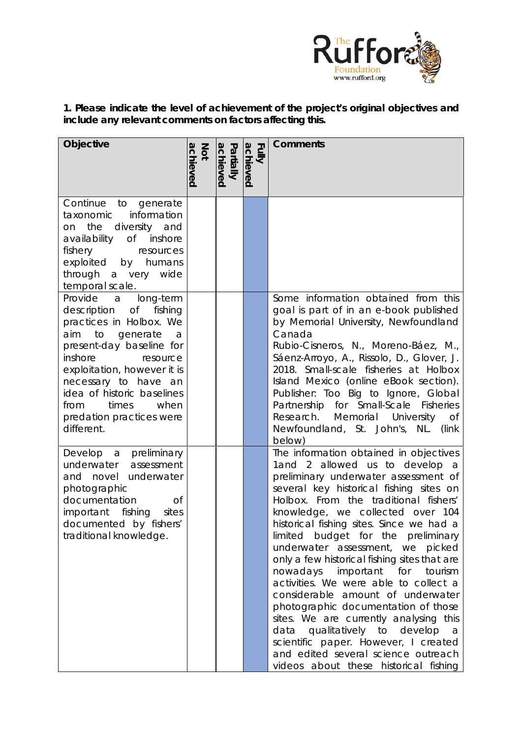**1. Please indicate the level of achievement of the project's original objectives and include any relevant comments on factors affecting this.**

| Objective | Not achieved | Partially achieved | Fully achieved | Comments |
|---|---|---|---|---|
| Continue to generate taxonomic information on the diversity and availability of inshore fishery resources exploited by humans through a very wide temporal scale. | | | X | |
| Provide a long-term description of fishing practices in Holbox. We aim to generate a present-day baseline for inshore resource exploitation, however it is necessary to have an idea of historic baselines from times when predation practices were different. | | | X | Some information obtained from this goal is part of in an e-book published by Memorial University, Newfoundland Canada Rubio-Cisneros, N., Moreno-Báez, M., Sáenz-Arroyo, A., Rissolo, D., Glover, J. 2018. Small-scale fisheries at Holbox Island Mexico (online eBook section). Publisher: Too Big to Ignore, Global Partnership for Small-Scale Fisheries Research. Memorial University of Newfoundland, St. John's, NL. (link below) |
| Develop a preliminary underwater assessment and novel underwater photographic documentation of important fishing sites documented by fishers' traditional knowledge. | | | X | The information obtained in objectives 1and 2 allowed us to develop a preliminary underwater assessment of several key historical fishing sites on Holbox. From the traditional fishers' knowledge, we collected over 104 historical fishing sites. Since we had a limited budget for the preliminary underwater assessment, we picked only a few historical fishing sites that are nowadays important for tourism activities. We were able to collect a considerable amount of underwater photographic documentation of those sites. We are currently analysing this data qualitatively to develop a scientific paper. However, I created and edited several science outreach videos about these historical fishing |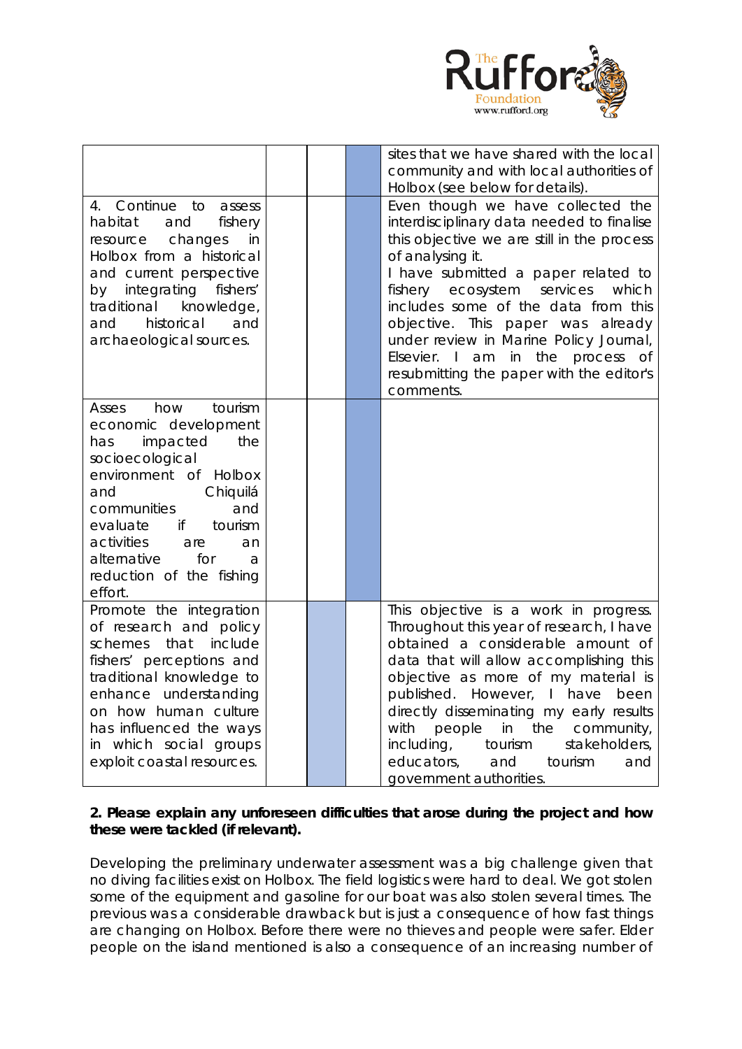| | | | | |
|---|---|---|---|---|
| | | | | sites that we have shared with the local community and with local authorities of Holbox (see below for details). |
| 4. Continue to assess habitat and fishery resource changes in Holbox from a historical and current perspective by integrating fishers' traditional knowledge, and historical and archaeological sources. | | | | Even though we have collected the interdisciplinary data needed to finalise this objective we are still in the process of analysing it. I have submitted a paper related to fishery ecosystem services which includes some of the data from this objective. This paper was already under review in Marine Policy Journal, Elsevier. I am in the process of resubmitting the paper with the editor's comments. |
| Asses how tourism economic development has impacted the socioecological environment of Holbox and Chiquilá communities and evaluate if tourism activities are an alternative for a reduction of the fishing effort. | | | | |
| Promote the integration of research and policy schemes that include fishers' perceptions and traditional knowledge to enhance understanding on how human culture has influenced the ways in which social groups exploit coastal resources. | | | | This objective is a work in progress. Throughout this year of research, I have obtained a considerable amount of data that will allow accomplishing this objective as more of my material is published. However, I have been directly disseminating my early results with people in the community, including, tourism stakeholders, educators, and tourism and government authorities. |

**2. Please explain any unforeseen difficulties that arose during the project and how these were tackled (if relevant).**

Developing the preliminary underwater assessment was a big challenge given that no diving facilities exist on Holbox. The field logistics were hard to deal. We got stolen some of the equipment and gasoline for our boat was also stolen several times. The previous was a considerable drawback but is just a consequence of how fast things are changing on Holbox. Before there were no thieves and people were safer. Elder people on the island mentioned is also a consequence of an increasing number of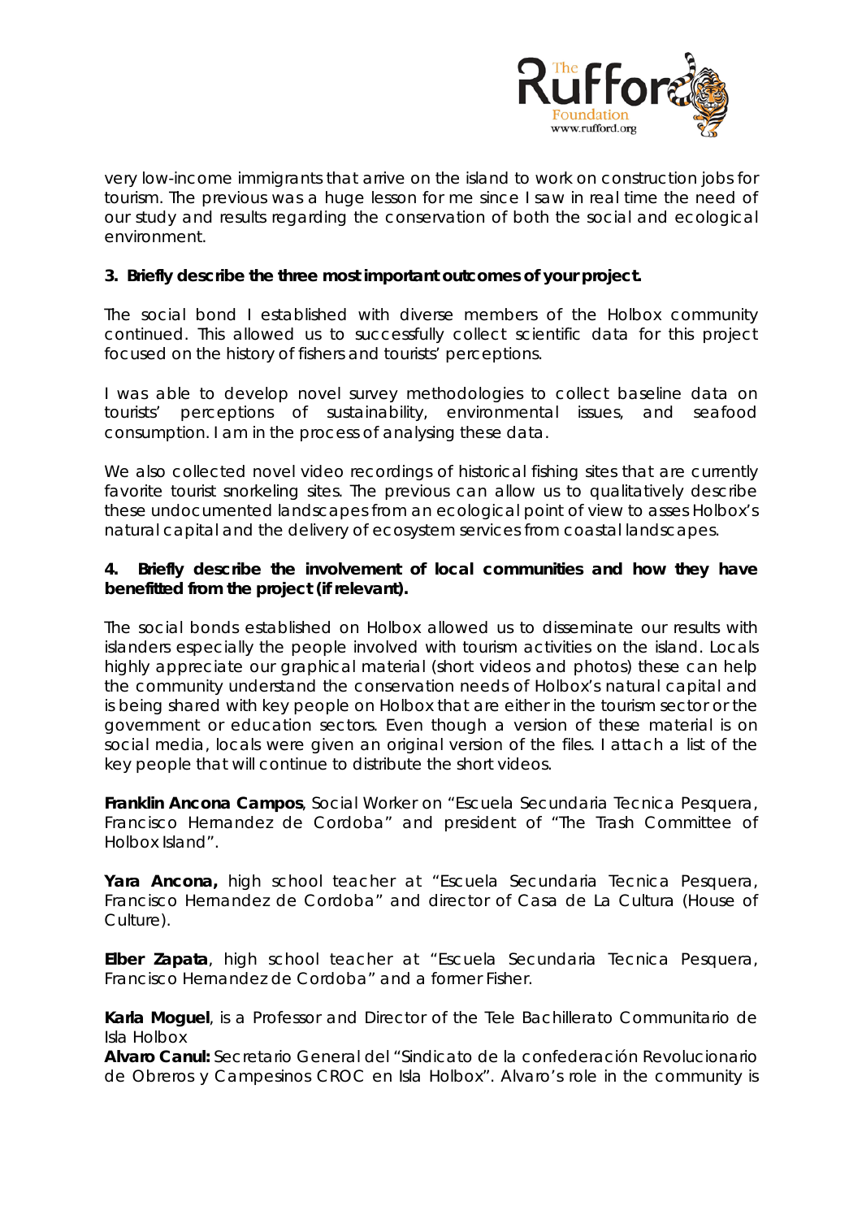very low-income immigrants that arrive on the island to work on construction jobs for tourism. The previous was a huge lesson for me since I saw in real time the need of our study and results regarding the conservation of both the social and ecological environment.

**3. Briefly describe the three most important outcomes of your project.**

The social bond I established with diverse members of the Holbox community continued. This allowed us to successfully collect scientific data for this project focused on the history of fishers and tourists' perceptions.

I was able to develop novel survey methodologies to collect baseline data on tourists' perceptions of sustainability, environmental issues, and seafood consumption. I am in the process of analysing these data.

We also collected novel video recordings of historical fishing sites that are currently favorite tourist snorkeling sites. The previous can allow us to qualitatively describe these undocumented landscapes from an ecological point of view to asses Holbox's natural capital and the delivery of ecosystem services from coastal landscapes.

**4. Briefly describe the involvement of local communities and how they have benefitted from the project (if relevant).**

The social bonds established on Holbox allowed us to disseminate our results with islanders especially the people involved with tourism activities on the island. Locals highly appreciate our graphical material (short videos and photos) these can help the community understand the conservation needs of Holbox's natural capital and is being shared with key people on Holbox that are either in the tourism sector or the government or education sectors. Even though a version of these material is on social media, locals were given an original version of the files. I attach a list of the key people that will continue to distribute the short videos.

**Franklin Ancona Campos**, Social Worker on "Escuela Secundaria Tecnica Pesquera, Francisco Hernandez de Cordoba" and president of "The Trash Committee of Holbox Island".

**Yara Ancona,** high school teacher at "Escuela Secundaria Tecnica Pesquera, Francisco Hernandez de Cordoba" and director of Casa de La Cultura (House of Culture).

**Elber Zapata**, high school teacher at "Escuela Secundaria Tecnica Pesquera, Francisco Hernandez de Cordoba" and a former Fisher.

**Karla Moguel**, is a Professor and Director of the Tele Bachillerato Communitario de Isla Holbox

**Alvaro Canul:** Secretario General del "Sindicato de la confederación Revolucionario de Obreros y Campesinos CROC en Isla Holbox". Alvaro's role in the community is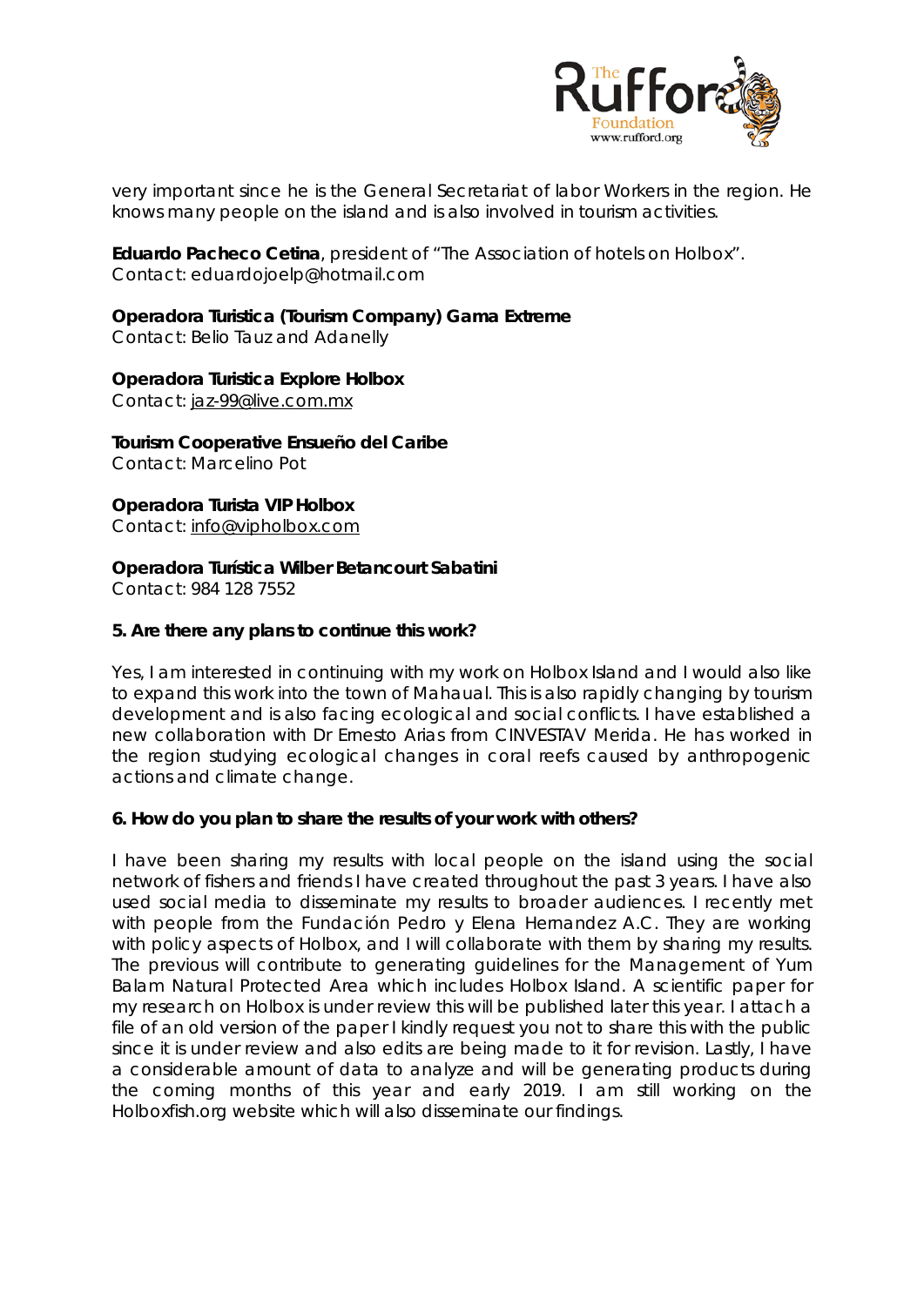very important since he is the General Secretariat of labor Workers in the region. He knows many people on the island and is also involved in tourism activities.

**Eduardo Pacheco Cetina**, president of "The Association of hotels on Holbox".
Contact: eduardojoelp@hotmail.com

**Operadora Turistica (Tourism Company) Gama Extreme**
Contact: Belio Tauz and Adanelly

**Operadora Turistica Explore Holbox**
Contact: jaz-99@live.com.mx

**Tourism Cooperative Ensueño del Caribe**
Contact: Marcelino Pot

**Operadora Turista VIP Holbox**
Contact: info@vipholbox.com

**Operadora Turística Wilber Betancourt Sabatini**
Contact: 984 128 7552

**5. Are there any plans to continue this work?**

Yes, I am interested in continuing with my work on Holbox Island and I would also like to expand this work into the town of Mahaual. This is also rapidly changing by tourism development and is also facing ecological and social conflicts. I have established a new collaboration with Dr Ernesto Arias from CINVESTAV Merida. He has worked in the region studying ecological changes in coral reefs caused by anthropogenic actions and climate change.

**6. How do you plan to share the results of your work with others?**

I have been sharing my results with local people on the island using the social network of fishers and friends I have created throughout the past 3 years. I have also used social media to disseminate my results to broader audiences. I recently met with people from the Fundación Pedro y Elena Hernandez A.C. They are working with policy aspects of Holbox, and I will collaborate with them by sharing my results. The previous will contribute to generating guidelines for the Management of Yum Balam Natural Protected Area which includes Holbox Island. A scientific paper for my research on Holbox is under review this will be published later this year. I attach a file of an old version of the paper I kindly request you not to share this with the public since it is under review and also edits are being made to it for revision. Lastly, I have a considerable amount of data to analyze and will be generating products during the coming months of this year and early 2019. I am still working on the Holboxfish.org website which will also disseminate our findings.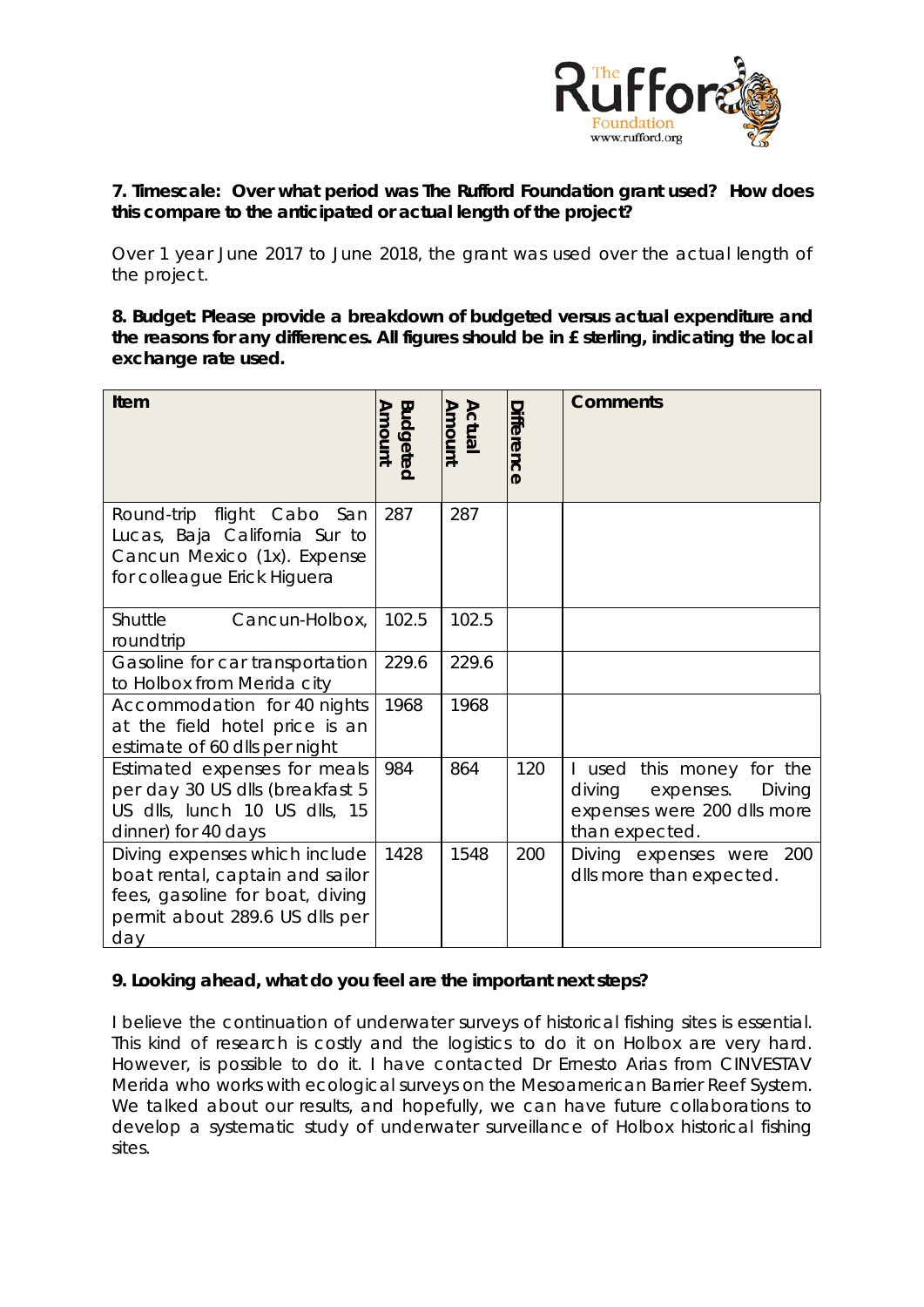**7. Timescale: Over what period was The Rufford Foundation grant used? How does this compare to the anticipated or actual length of the project?**

Over 1 year June 2017 to June 2018, the grant was used over the actual length of the project.

**8. Budget: Please provide a breakdown of budgeted versus actual expenditure and the reasons for any differences. All figures should be in £ sterling, indicating the local exchange rate used.**

| Item | Budgeted Amount | Actual Amount | Difference | Comments |
|---|---|---|---|---|
| Round-trip flight Cabo San Lucas, Baja California Sur to Cancun Mexico (1x). Expense for colleague Erick Higuera | 287 | 287 | | |
| Shuttle Cancun-Holbox, roundtrip | 102.5 | 102.5 | | |
| Gasoline for car transportation to Holbox from Merida city | 229.6 | 229.6 | | |
| Accommodation for 40 nights at the field hotel price is an estimate of 60 dlls per night | 1968 | 1968 | | |
| Estimated expenses for meals per day 30 US dlls (breakfast 5 US dlls, lunch 10 US dlls, 15 dinner) for 40 days | 984 | 864 | 120 | I used this money for the diving expenses. Diving expenses were 200 dlls more than expected. |
| Diving expenses which include boat rental, captain and sailor fees, gasoline for boat, diving permit about 289.6 US dlls per day | 1428 | 1548 | 200 | Diving expenses were 200 dlls more than expected. |

**9. Looking ahead, what do you feel are the important next steps?**

I believe the continuation of underwater surveys of historical fishing sites is essential. This kind of research is costly and the logistics to do it on Holbox are very hard. However, is possible to do it. I have contacted Dr Ernesto Arias from CINVESTAV Merida who works with ecological surveys on the Mesoamerican Barrier Reef System. We talked about our results, and hopefully, we can have future collaborations to develop a systematic study of underwater surveillance of Holbox historical fishing sites.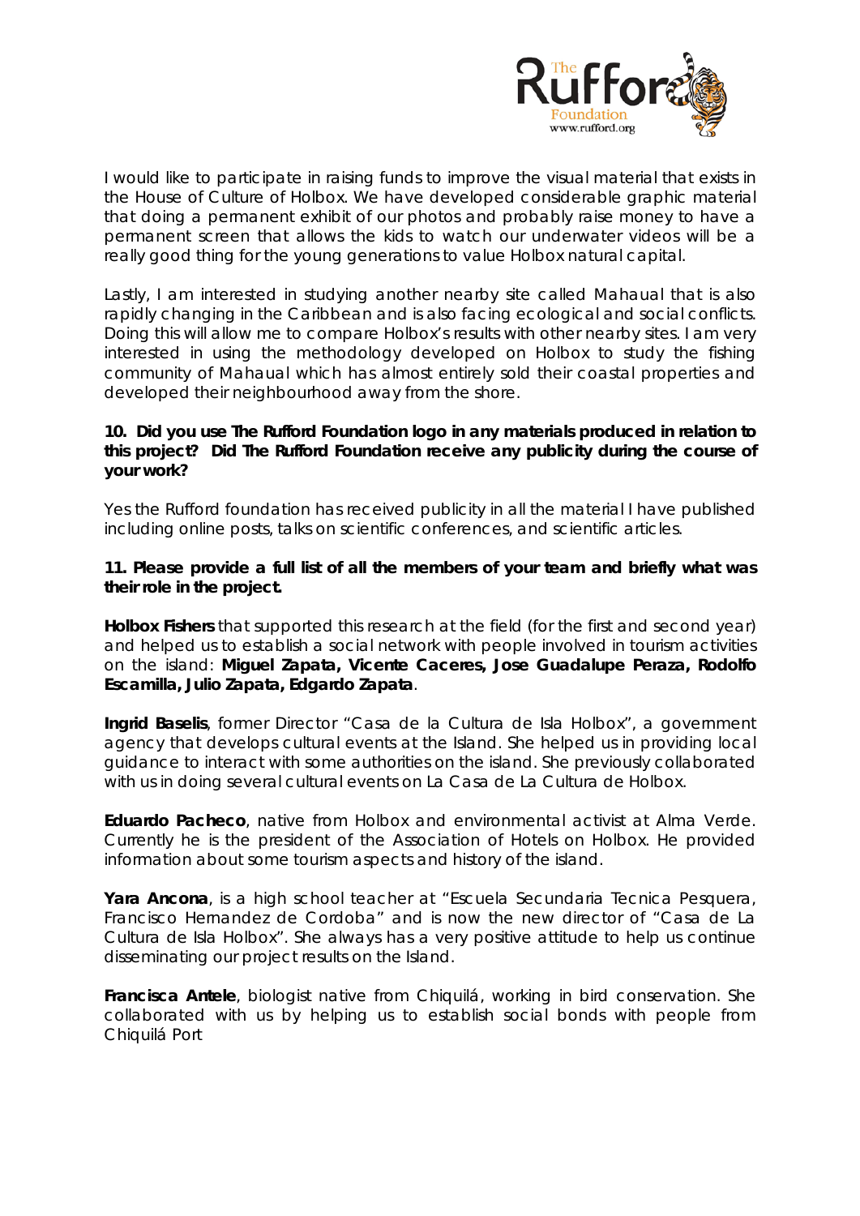I would like to participate in raising funds to improve the visual material that exists in the House of Culture of Holbox. We have developed considerable graphic material that doing a permanent exhibit of our photos and probably raise money to have a permanent screen that allows the kids to watch our underwater videos will be a really good thing for the young generations to value Holbox natural capital.

Lastly, I am interested in studying another nearby site called Mahaual that is also rapidly changing in the Caribbean and is also facing ecological and social conflicts. Doing this will allow me to compare Holbox's results with other nearby sites. I am very interested in using the methodology developed on Holbox to study the fishing community of Mahaual which has almost entirely sold their coastal properties and developed their neighbourhood away from the shore.

**10. Did you use The Rufford Foundation logo in any materials produced in relation to this project? Did The Rufford Foundation receive any publicity during the course of your work?**

Yes the Rufford foundation has received publicity in all the material I have published including online posts, talks on scientific conferences, and scientific articles.

**11. Please provide a full list of all the members of your team and briefly what was their role in the project.**

**Holbox Fishers** that supported this research at the field (for the first and second year) and helped us to establish a social network with people involved in tourism activities on the island: **Miguel Zapata, Vicente Caceres, Jose Guadalupe Peraza, Rodolfo Escamilla, Julio Zapata, Edgardo Zapata**.

**Ingrid Baselis**, former Director "Casa de la Cultura de Isla Holbox", a government agency that develops cultural events at the Island. She helped us in providing local guidance to interact with some authorities on the island. She previously collaborated with us in doing several cultural events on La Casa de La Cultura de Holbox.

**Eduardo Pacheco**, native from Holbox and environmental activist at Alma Verde. Currently he is the president of the Association of Hotels on Holbox. He provided information about some tourism aspects and history of the island.

**Yara Ancona**, is a high school teacher at "Escuela Secundaria Tecnica Pesquera, Francisco Hernandez de Cordoba" and is now the new director of "Casa de La Cultura de Isla Holbox". She always has a very positive attitude to help us continue disseminating our project results on the Island.

**Francisca Antele**, biologist native from Chiquilá, working in bird conservation. She collaborated with us by helping us to establish social bonds with people from Chiquilá Port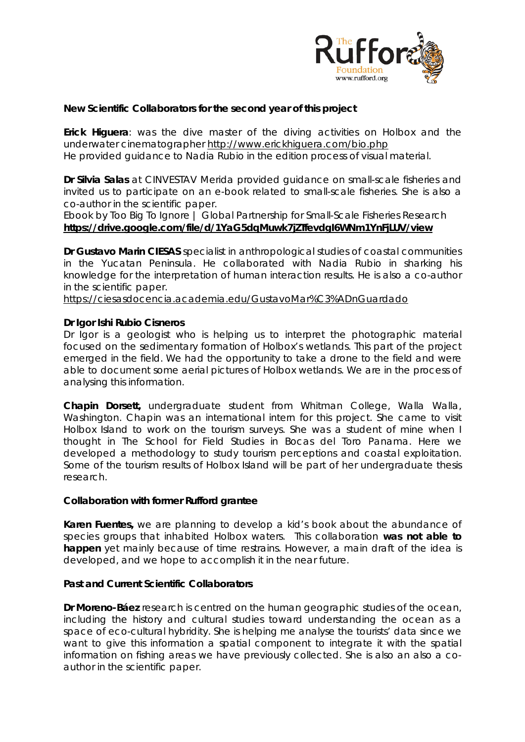**New Scientific Collaborators for the second year of this project**

**Erick Higuera**: was the dive master of the diving activities on Holbox and the underwater cinematographer http://www.erickhiguera.com/bio.php
He provided guidance to Nadia Rubio in the edition process of visual material.

**Dr Silvia Salas** at CINVESTAV Merida provided guidance on small-scale fisheries and invited us to participate on an e-book related to small-scale fisheries. She is also a co-author in the scientific paper.
Ebook by Too Big To Ignore | Global Partnership for Small-Scale Fisheries Research
**https://drive.google.com/file/d/1YaG5dqMuwk7jZTfevdgI6WNm1YnFjLUV/view**

**Dr Gustavo Marin CIESAS** specialist in anthropological studies of coastal communities in the Yucatan Peninsula. He collaborated with Nadia Rubio in sharking his knowledge for the interpretation of human interaction results. He is also a co-author in the scientific paper.
https://ciesasdocencia.academia.edu/GustavoMar%C3%ADnGuardado

**Dr Igor Ishi Rubio Cisneros**
Dr Igor is a geologist who is helping us to interpret the photographic material focused on the sedimentary formation of Holbox's wetlands. This part of the project emerged in the field. We had the opportunity to take a drone to the field and were able to document some aerial pictures of Holbox wetlands. We are in the process of analysing this information.

**Chapin Dorsett,** undergraduate student from Whitman College, Walla Walla, Washington. Chapin was an international intern for this project. She came to visit Holbox Island to work on the tourism surveys. She was a student of mine when I thought in The School for Field Studies in Bocas del Toro Panama. Here we developed a methodology to study tourism perceptions and coastal exploitation. Some of the tourism results of Holbox Island will be part of her undergraduate thesis research.

**Collaboration with former Rufford grantee**

**Karen Fuentes,** we are planning to develop a kid's book about the abundance of species groups that inhabited Holbox waters. This collaboration **was not able to happen** yet mainly because of time restrains. However, a main draft of the idea is developed, and we hope to accomplish it in the near future.

**Past and Current Scientific Collaborators**

**Dr Moreno-Báez** research is centred on the human geographic studies of the ocean, including the history and cultural studies toward understanding the ocean as a space of eco-cultural hybridity. She is helping me analyse the tourists' data since we want to give this information a spatial component to integrate it with the spatial information on fishing areas we have previously collected. She is also an also a co-author in the scientific paper.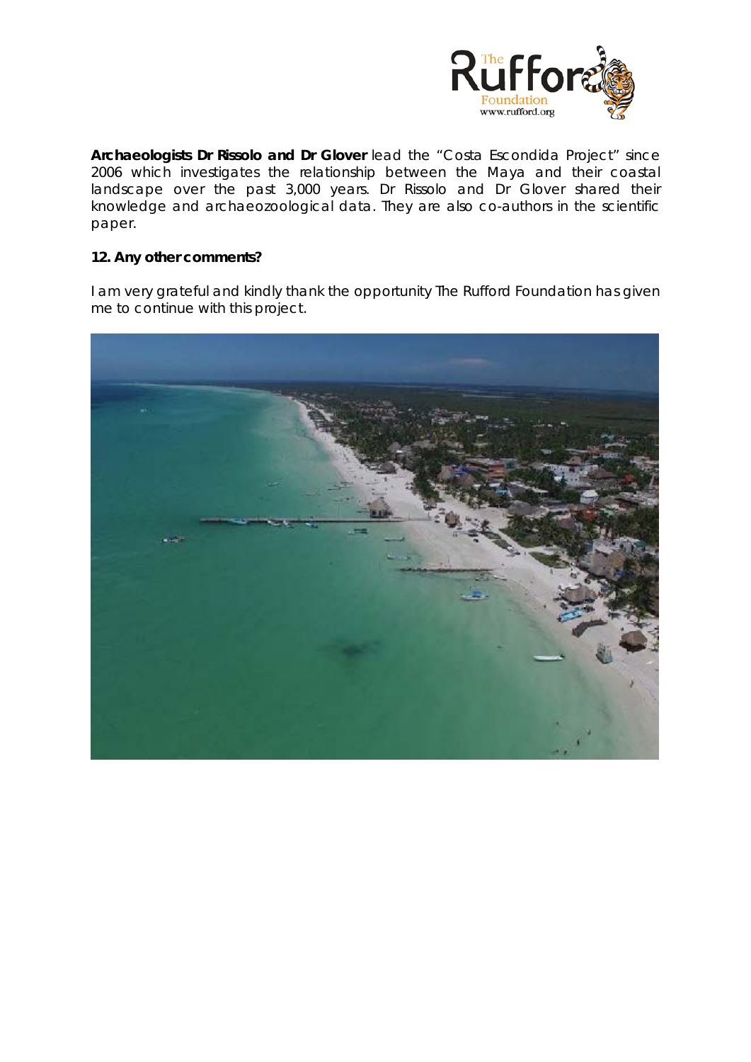**Archaeologists Dr Rissolo and Dr Glover** lead the "Costa Escondida Project" since 2006 which investigates the relationship between the Maya and their coastal landscape over the past 3,000 years. Dr Rissolo and Dr Glover shared their knowledge and archaeozoological data. They are also co-authors in the scientific paper.

**12. Any other comments?**

I am very grateful and kindly thank the opportunity The Rufford Foundation has given me to continue with this project.